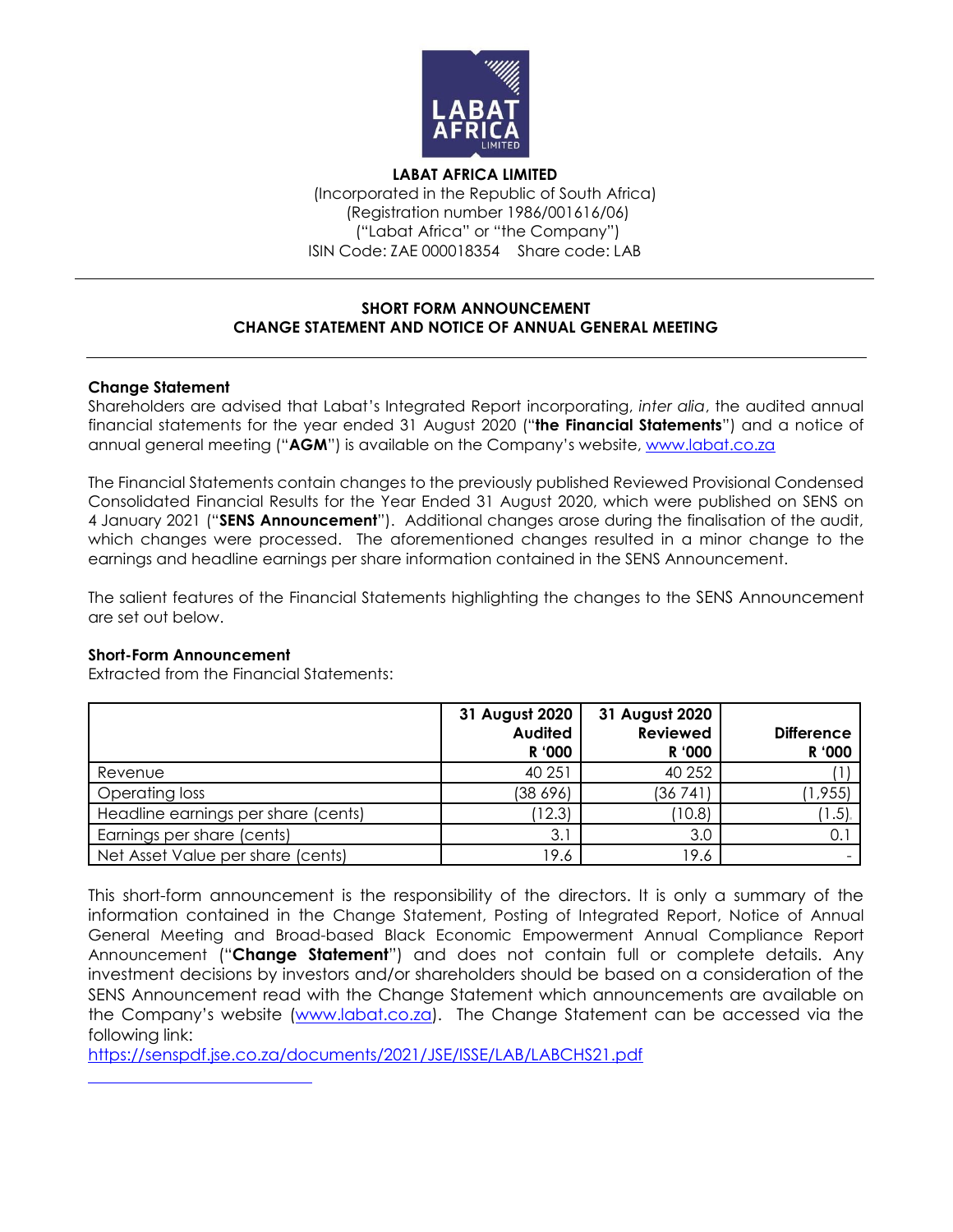**LABAT AFRICA LIMITED**
(Incorporated in the Republic of South Africa)
(Registration number 1986/001616/06)
("Labat Africa" or "the Company")
ISIN Code: ZAE 000018354 Share code: LAB

---

**SHORT FORM ANNOUNCEMENT**
**CHANGE STATEMENT AND NOTICE OF ANNUAL GENERAL MEETING**

---

**Change Statement**
Shareholders are advised that Labat's Integrated Report incorporating, *inter alia*, the audited annual financial statements for the year ended 31 August 2020 ("**the Financial Statements**") and a notice of annual general meeting ("**AGM**") is available on the Company's website, www.labat.co.za

The Financial Statements contain changes to the previously published Reviewed Provisional Condensed Consolidated Financial Results for the Year Ended 31 August 2020, which were published on SENS on 4 January 2021 ("**SENS Announcement**"). Additional changes arose during the finalisation of the audit, which changes were processed. The aforementioned changes resulted in a minor change to the earnings and headline earnings per share information contained in the SENS Announcement.

The salient features of the Financial Statements highlighting the changes to the SENS Announcement are set out below.

**Short-Form Announcement**
Extracted from the Financial Statements:

| | 31 August 2020 Audited R '000 | 31 August 2020 Reviewed R '000 | Difference R '000 |
|---|---|---|---|
| Revenue | 40 251 | 40 252 | (1) |
| Operating loss | (38 696) | (36 741) | (1,955) |
| Headline earnings per share (cents) | (12.3) | (10.8) | (1.5) |
| Earnings per share (cents) | 3.1 | 3.0 | 0.1 |
| Net Asset Value per share (cents) | 19.6 | 19.6 | - |

This short-form announcement is the responsibility of the directors. It is only a summary of the information contained in the Change Statement, Posting of Integrated Report, Notice of Annual General Meeting and Broad-based Black Economic Empowerment Annual Compliance Report Announcement ("**Change Statement**") and does not contain full or complete details. Any investment decisions by investors and/or shareholders should be based on a consideration of the SENS Announcement read with the Change Statement which announcements are available on the Company's website (www.labat.co.za). The Change Statement can be accessed via the following link:
https://senspdf.jse.co.za/documents/2021/JSE/ISSE/LAB/LABCHS21.pdf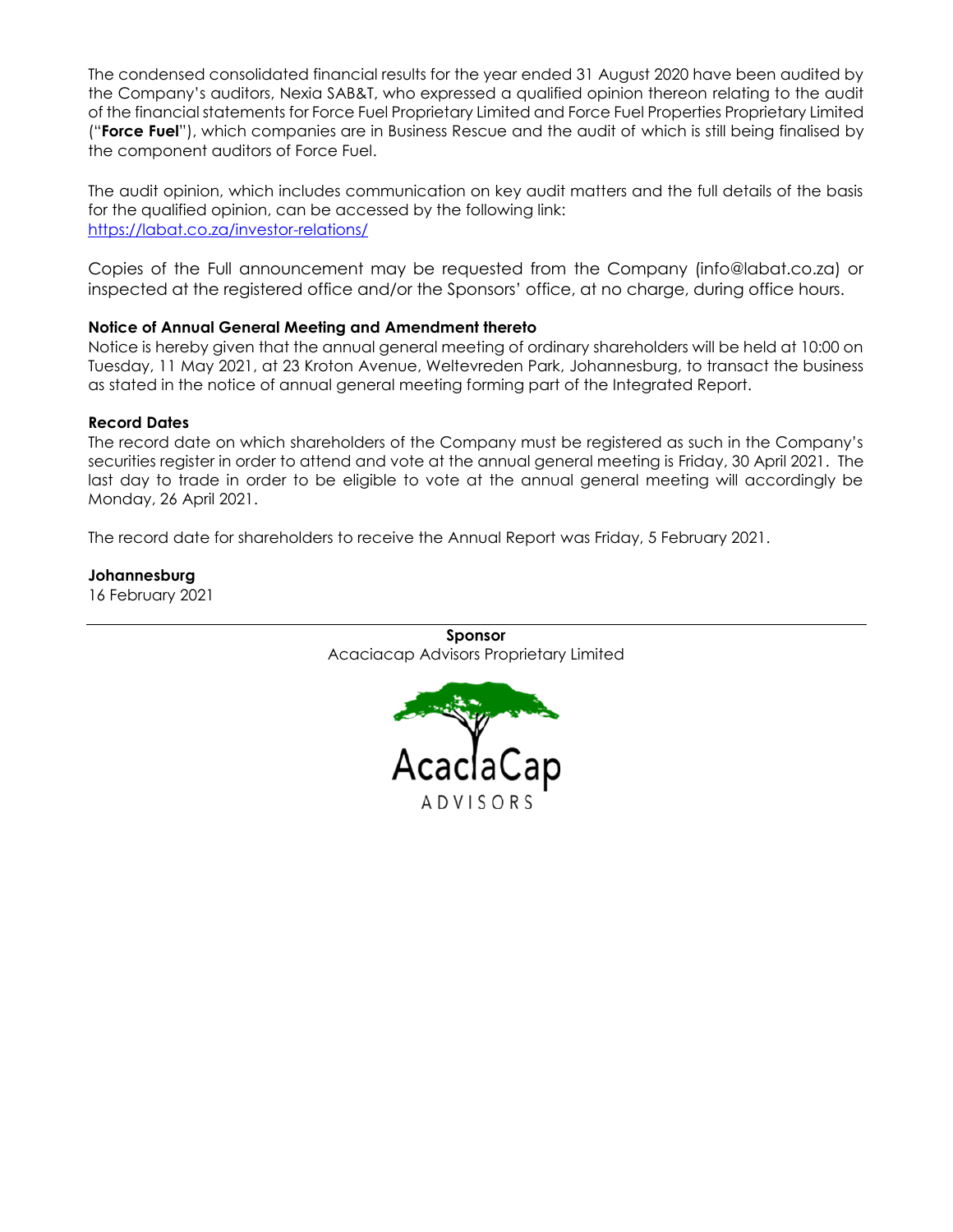The condensed consolidated financial results for the year ended 31 August 2020 have been audited by the Company's auditors, Nexia SAB&T, who expressed a qualified opinion thereon relating to the audit of the financial statements for Force Fuel Proprietary Limited and Force Fuel Properties Proprietary Limited ("**Force Fuel**"), which companies are in Business Rescue and the audit of which is still being finalised by the component auditors of Force Fuel.

The audit opinion, which includes communication on key audit matters and the full details of the basis for the qualified opinion, can be accessed by the following link: https://labat.co.za/investor-relations/

Copies of the Full announcement may be requested from the Company (info@labat.co.za) or inspected at the registered office and/or the Sponsors' office, at no charge, during office hours.

**Notice of Annual General Meeting and Amendment thereto**

Notice is hereby given that the annual general meeting of ordinary shareholders will be held at 10:00 on Tuesday, 11 May 2021, at 23 Kroton Avenue, Weltevreden Park, Johannesburg, to transact the business as stated in the notice of annual general meeting forming part of the Integrated Report.

**Record Dates**

The record date on which shareholders of the Company must be registered as such in the Company's securities register in order to attend and vote at the annual general meeting is Friday, 30 April 2021. The last day to trade in order to be eligible to vote at the annual general meeting will accordingly be Monday, 26 April 2021.

The record date for shareholders to receive the Annual Report was Friday, 5 February 2021.

**Johannesburg**
16 February 2021

**Sponsor**
Acaciacap Advisors Proprietary Limited